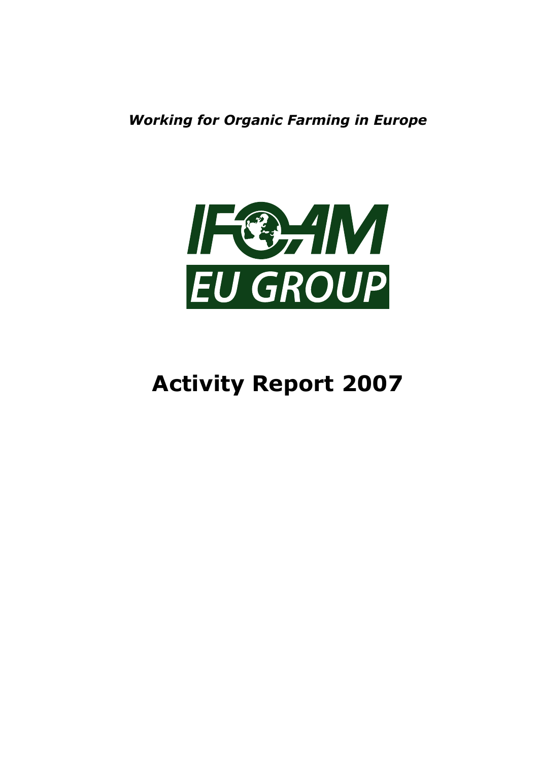*Working for Organic Farming in Europe*

IFOAM EU GROUP

# Activity Report 2007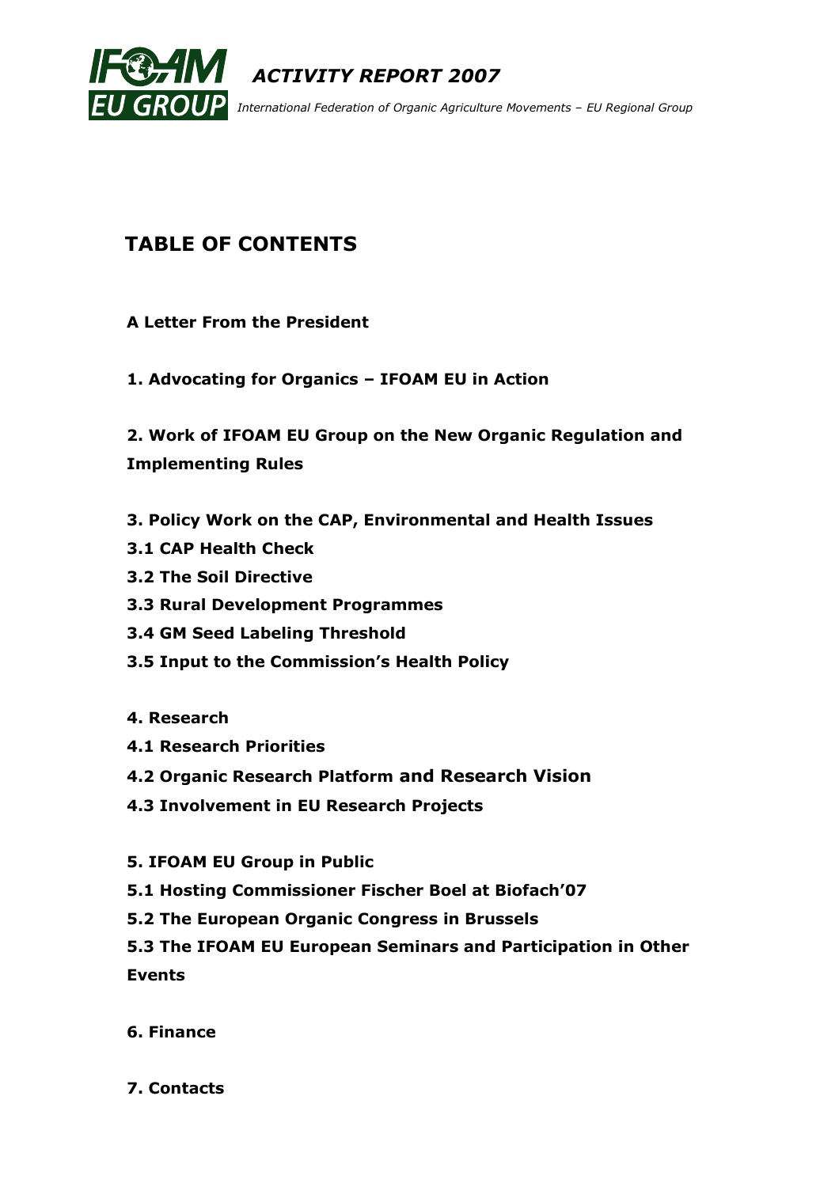# TABLE OF CONTENTS

**A Letter From the President**

**1. Advocating for Organics – IFOAM EU in Action**

**2. Work of IFOAM EU Group on the New Organic Regulation and Implementing Rules**

**3. Policy Work on the CAP, Environmental and Health Issues**

**3.1 CAP Health Check**

**3.2 The Soil Directive**

**3.3 Rural Development Programmes**

**3.4 GM Seed Labeling Threshold**

**3.5 Input to the Commission's Health Policy**

**4. Research**

**4.1 Research Priorities**

**4.2 Organic Research Platform and Research Vision**

**4.3 Involvement in EU Research Projects**

**5. IFOAM EU Group in Public**

**5.1 Hosting Commissioner Fischer Boel at Biofach'07**

**5.2 The European Organic Congress in Brussels**

**5.3 The IFOAM EU European Seminars and Participation in Other Events**

**6. Finance**

**7. Contacts**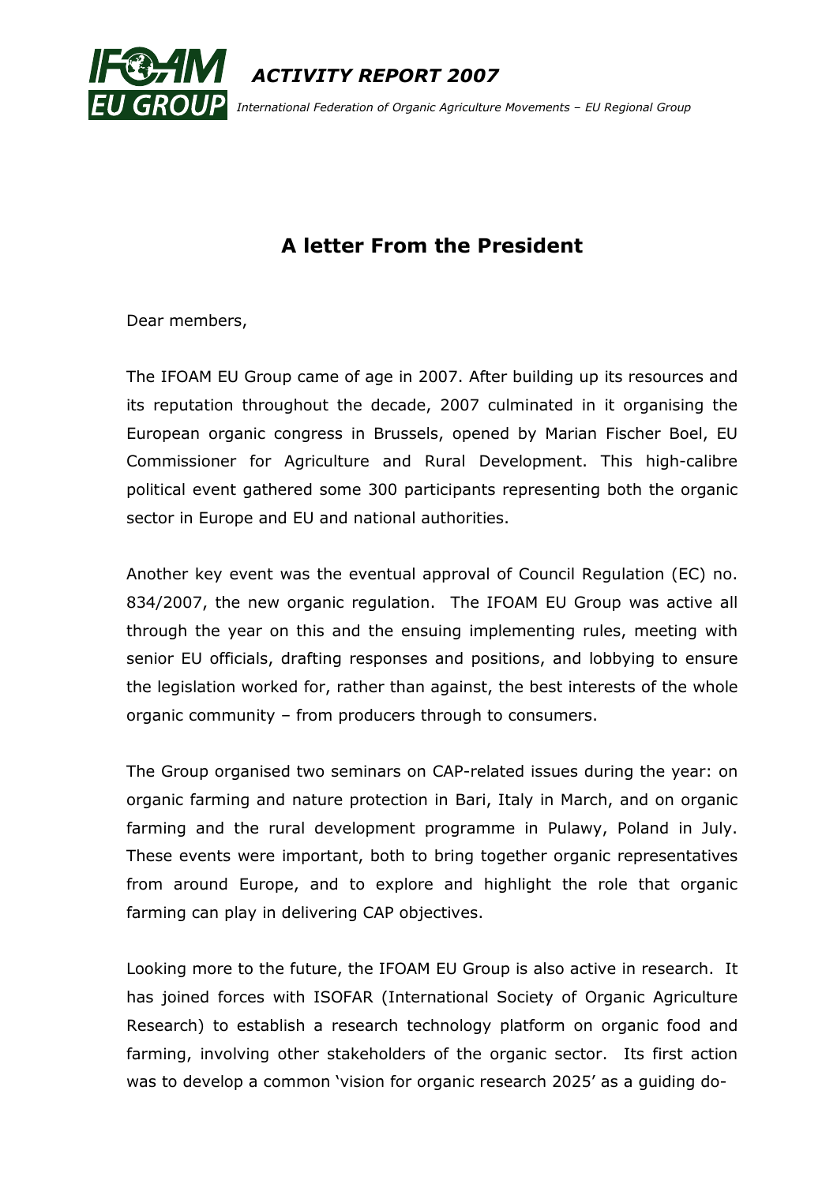# A letter From the President

Dear members,

The IFOAM EU Group came of age in 2007. After building up its resources and its reputation throughout the decade, 2007 culminated in it organising the European organic congress in Brussels, opened by Marian Fischer Boel, EU Commissioner for Agriculture and Rural Development. This high-calibre political event gathered some 300 participants representing both the organic sector in Europe and EU and national authorities.

Another key event was the eventual approval of Council Regulation (EC) no. 834/2007, the new organic regulation. The IFOAM EU Group was active all through the year on this and the ensuing implementing rules, meeting with senior EU officials, drafting responses and positions, and lobbying to ensure the legislation worked for, rather than against, the best interests of the whole organic community – from producers through to consumers.

The Group organised two seminars on CAP-related issues during the year: on organic farming and nature protection in Bari, Italy in March, and on organic farming and the rural development programme in Pulawy, Poland in July. These events were important, both to bring together organic representatives from around Europe, and to explore and highlight the role that organic farming can play in delivering CAP objectives.

Looking more to the future, the IFOAM EU Group is also active in research. It has joined forces with ISOFAR (International Society of Organic Agriculture Research) to establish a research technology platform on organic food and farming, involving other stakeholders of the organic sector. Its first action was to develop a common 'vision for organic research 2025' as a guiding do-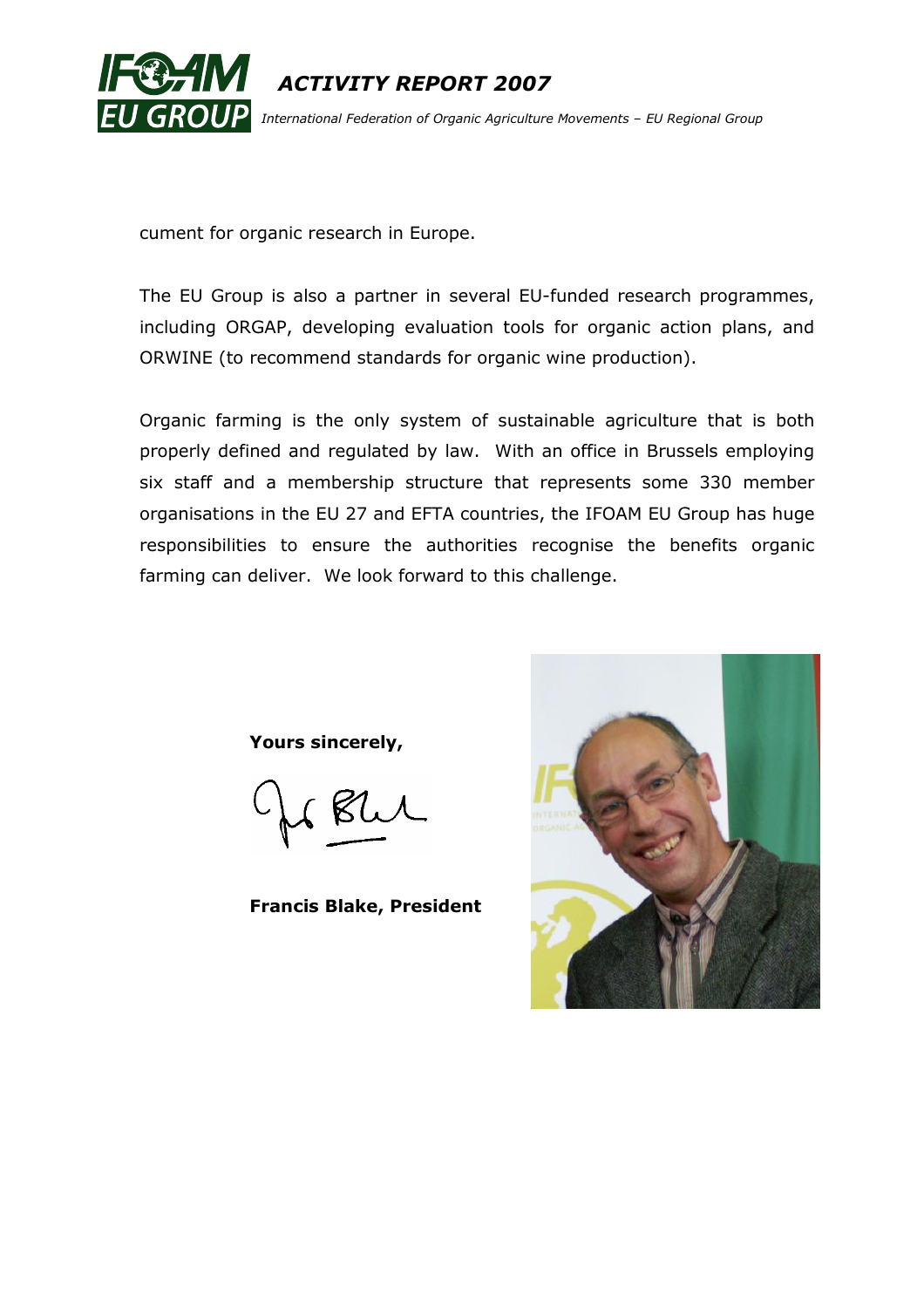cument for organic research in Europe.

The EU Group is also a partner in several EU-funded research programmes, including ORGAP, developing evaluation tools for organic action plans, and ORWINE (to recommend standards for organic wine production).

Organic farming is the only system of sustainable agriculture that is both properly defined and regulated by law. With an office in Brussels employing six staff and a membership structure that represents some 330 member organisations in the EU 27 and EFTA countries, the IFOAM EU Group has huge responsibilities to ensure the authorities recognise the benefits organic farming can deliver. We look forward to this challenge.

**Yours sincerely,**

**Francis Blake, President**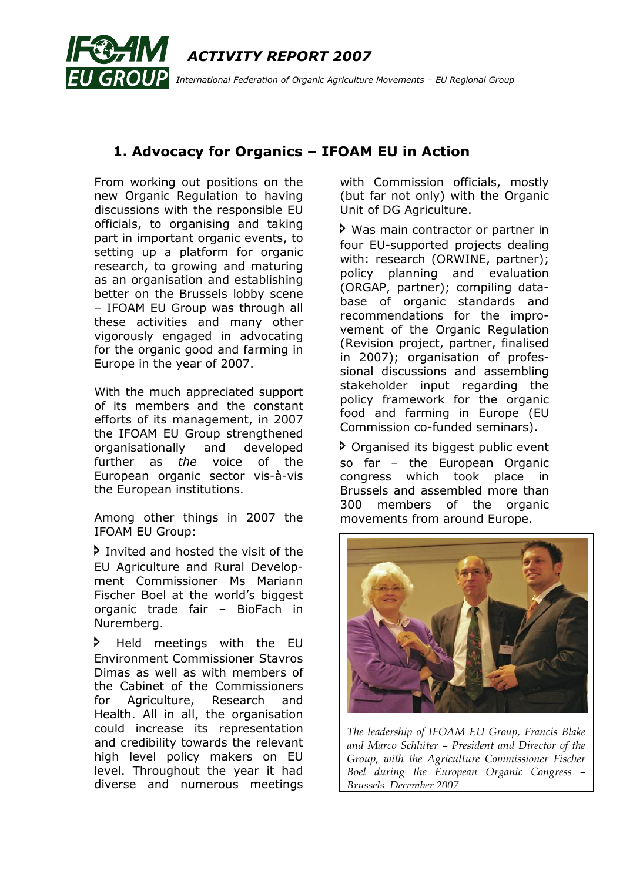## 1. Advocacy for Organics – IFOAM EU in Action

From working out positions on the new Organic Regulation to having discussions with the responsible EU officials, to organising and taking part in important organic events, to setting up a platform for organic research, to growing and maturing as an organisation and establishing better on the Brussels lobby scene – IFOAM EU Group was through all these activities and many other vigorously engaged in advocating for the organic good and farming in Europe in the year of 2007.

With the much appreciated support of its members and the constant efforts of its management, in 2007 the IFOAM EU Group strengthened organisationally and developed further as *the* voice of the European organic sector vis-à-vis the European institutions.

Among other things in 2007 the IFOAM EU Group:

- Invited and hosted the visit of the EU Agriculture and Rural Development Commissioner Ms Mariann Fischer Boel at the world's biggest organic trade fair – BioFach in Nuremberg.
- Held meetings with the EU Environment Commissioner Stavros Dimas as well as with members of the Cabinet of the Commissioners for Agriculture, Research and Health. All in all, the organisation could increase its representation and credibility towards the relevant high level policy makers on EU level. Throughout the year it had diverse and numerous meetings with Commission officials, mostly (but far not only) with the Organic Unit of DG Agriculture.
- Was main contractor or partner in four EU-supported projects dealing with: research (ORWINE, partner); policy planning and evaluation (ORGAP, partner); compiling database of organic standards and recommendations for the improvement of the Organic Regulation (Revision project, partner, finalised in 2007); organisation of professional discussions and assembling stakeholder input regarding the policy framework for the organic food and farming in Europe (EU Commission co-funded seminars).
- Organised its biggest public event so far – the European Organic congress which took place in Brussels and assembled more than 300 members of the organic movements from around Europe.

*The leadership of IFOAM EU Group, Francis Blake and Marco Schlüter – President and Director of the Group, with the Agriculture Commissioner Fischer Boel during the European Organic Congress – Brussels, December 2007*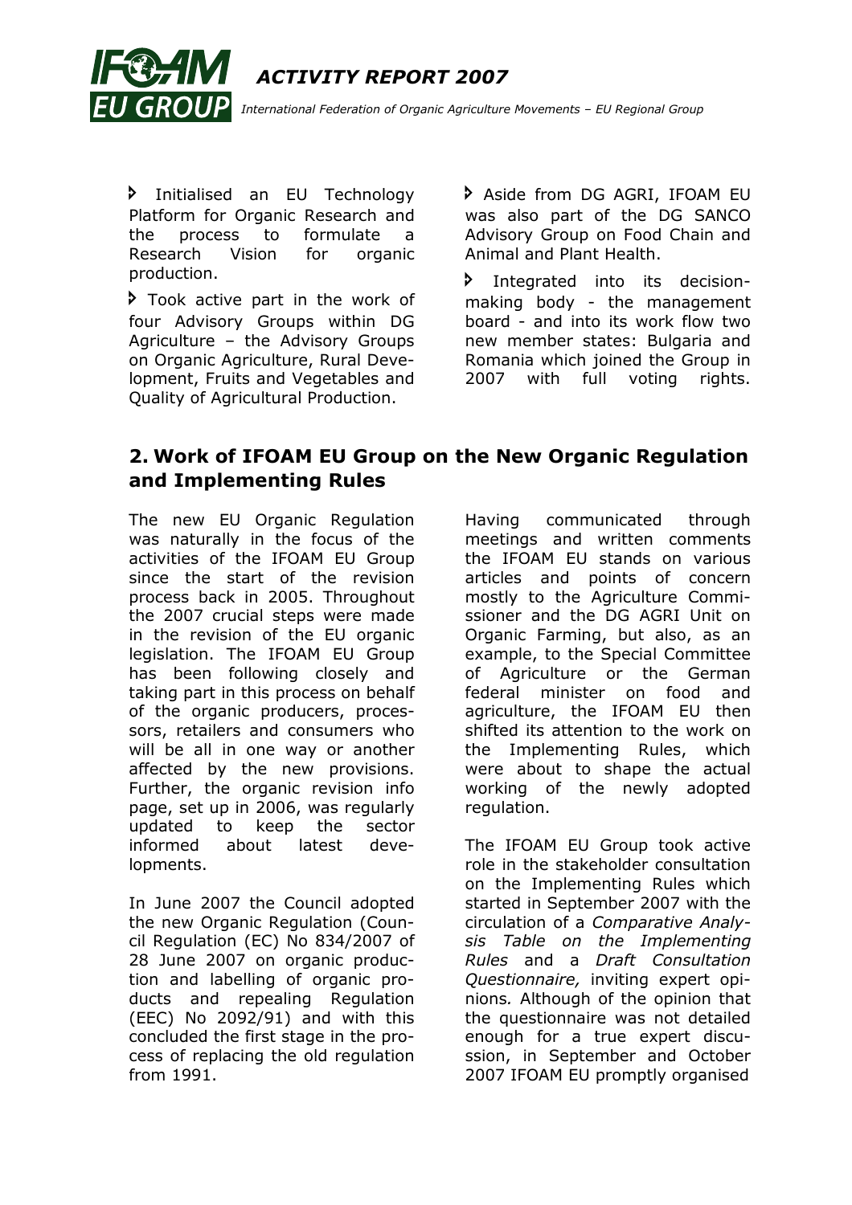- Initialised an EU Technology Platform for Organic Research and the process to formulate a Research Vision for organic production.
- Took active part in the work of four Advisory Groups within DG Agriculture – the Advisory Groups on Organic Agriculture, Rural Development, Fruits and Vegetables and Quality of Agricultural Production.
- Aside from DG AGRI, IFOAM EU was also part of the DG SANCO Advisory Group on Food Chain and Animal and Plant Health.
- Integrated into its decision-making body - the management board - and into its work flow two new member states: Bulgaria and Romania which joined the Group in 2007 with full voting rights.

## 2. Work of IFOAM EU Group on the New Organic Regulation and Implementing Rules

The new EU Organic Regulation was naturally in the focus of the activities of the IFOAM EU Group since the start of the revision process back in 2005. Throughout the 2007 crucial steps were made in the revision of the EU organic legislation. The IFOAM EU Group has been following closely and taking part in this process on behalf of the organic producers, processors, retailers and consumers who will be all in one way or another affected by the new provisions. Further, the organic revision info page, set up in 2006, was regularly updated to keep the sector informed about latest developments.

In June 2007 the Council adopted the new Organic Regulation (Council Regulation (EC) No 834/2007 of 28 June 2007 on organic production and labelling of organic products and repealing Regulation (EEC) No 2092/91) and with this concluded the first stage in the process of replacing the old regulation from 1991.

Having communicated through meetings and written comments the IFOAM EU stands on various articles and points of concern mostly to the Agriculture Commissioner and the DG AGRI Unit on Organic Farming, but also, as an example, to the Special Committee of Agriculture or the German federal minister on food and agriculture, the IFOAM EU then shifted its attention to the work on the Implementing Rules, which were about to shape the actual working of the newly adopted regulation.

The IFOAM EU Group took active role in the stakeholder consultation on the Implementing Rules which started in September 2007 with the circulation of a *Comparative Analysis Table on the Implementing Rules* and a *Draft Consultation Questionnaire,* inviting expert opinions*.* Although of the opinion that the questionnaire was not detailed enough for a true expert discussion, in September and October 2007 IFOAM EU promptly organised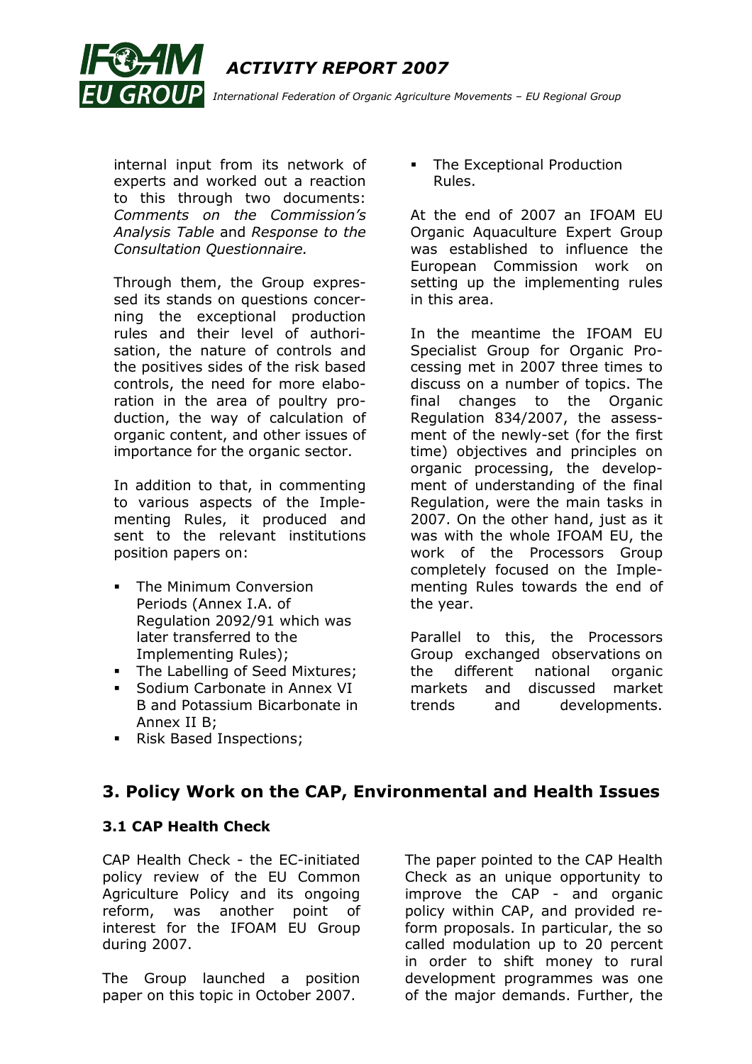internal input from its network of experts and worked out a reaction to this through two documents: *Comments on the Commission's Analysis Table* and *Response to the Consultation Questionnaire.*

Through them, the Group expressed its stands on questions concerning the exceptional production rules and their level of authorisation, the nature of controls and the positives sides of the risk based controls, the need for more elaboration in the area of poultry production, the way of calculation of organic content, and other issues of importance for the organic sector.

In addition to that, in commenting to various aspects of the Implementing Rules, it produced and sent to the relevant institutions position papers on:

- The Minimum Conversion Periods (Annex I.A. of Regulation 2092/91 which was later transferred to the Implementing Rules);
- The Labelling of Seed Mixtures;
- Sodium Carbonate in Annex VI B and Potassium Bicarbonate in Annex II B;
- Risk Based Inspections;
- The Exceptional Production Rules.

At the end of 2007 an IFOAM EU Organic Aquaculture Expert Group was established to influence the European Commission work on setting up the implementing rules in this area.

In the meantime the IFOAM EU Specialist Group for Organic Processing met in 2007 three times to discuss on a number of topics. The final changes to the Organic Regulation 834/2007, the assessment of the newly-set (for the first time) objectives and principles on organic processing, the development of understanding of the final Regulation, were the main tasks in 2007. On the other hand, just as it was with the whole IFOAM EU, the work of the Processors Group completely focused on the Implementing Rules towards the end of the year.

Parallel to this, the Processors Group exchanged observations on the different national organic markets and discussed market trends and developments.

## 3. Policy Work on the CAP, Environmental and Health Issues

### 3.1 CAP Health Check

CAP Health Check - the EC-initiated policy review of the EU Common Agriculture Policy and its ongoing reform, was another point of interest for the IFOAM EU Group during 2007.

The Group launched a position paper on this topic in October 2007.

The paper pointed to the CAP Health Check as an unique opportunity to improve the CAP - and organic policy within CAP, and provided reform proposals. In particular, the so called modulation up to 20 percent in order to shift money to rural development programmes was one of the major demands. Further, the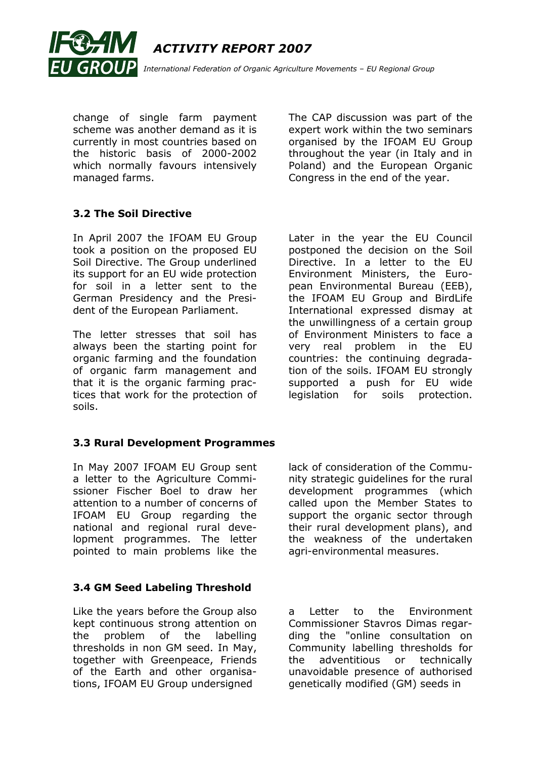change of single farm payment scheme was another demand as it is currently in most countries based on the historic basis of 2000-2002 which normally favours intensively managed farms.

The CAP discussion was part of the expert work within the two seminars organised by the IFOAM EU Group throughout the year (in Italy and in Poland) and the European Organic Congress in the end of the year.

### 3.2 The Soil Directive

In April 2007 the IFOAM EU Group took a position on the proposed EU Soil Directive. The Group underlined its support for an EU wide protection for soil in a letter sent to the German Presidency and the President of the European Parliament.

The letter stresses that soil has always been the starting point for organic farming and the foundation of organic farm management and that it is the organic farming practices that work for the protection of soils.

Later in the year the EU Council postponed the decision on the Soil Directive. In a letter to the EU Environment Ministers, the European Environmental Bureau (EEB), the IFOAM EU Group and BirdLife International expressed dismay at the unwillingness of a certain group of Environment Ministers to face a very real problem in the EU countries: the continuing degradation of the soils. IFOAM EU strongly supported a push for EU wide legislation for soils protection.

### 3.3 Rural Development Programmes

In May 2007 IFOAM EU Group sent a letter to the Agriculture Commissioner Fischer Boel to draw her attention to a number of concerns of IFOAM EU Group regarding the national and regional rural development programmes. The letter pointed to main problems like the lack of consideration of the Community strategic guidelines for the rural development programmes (which called upon the Member States to support the organic sector through their rural development plans), and the weakness of the undertaken agri-environmental measures.

### 3.4 GM Seed Labeling Threshold

Like the years before the Group also kept continuous strong attention on the problem of the labelling thresholds in non GM seed. In May, together with Greenpeace, Friends of the Earth and other organisations, IFOAM EU Group undersigned a Letter to the Environment Commissioner Stavros Dimas regarding the "online consultation on Community labelling thresholds for the adventitious or technically unavoidable presence of authorised genetically modified (GM) seeds in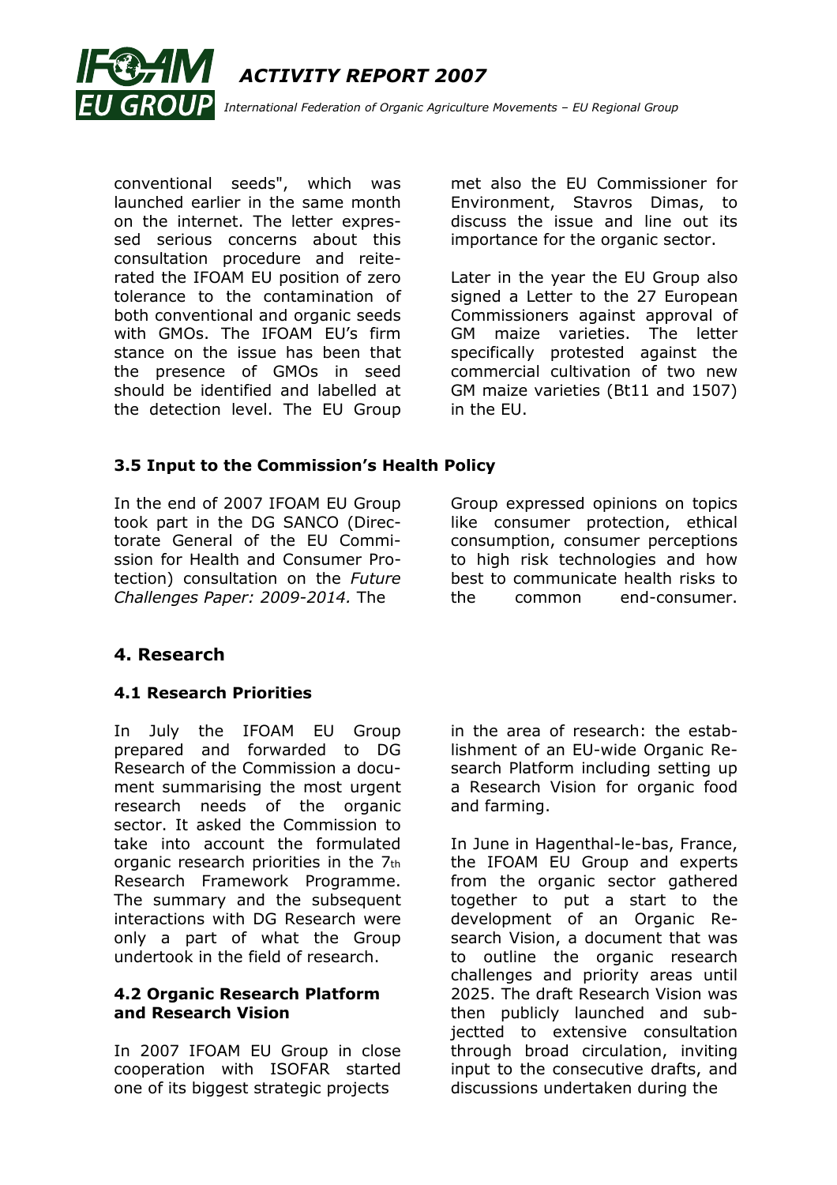conventional seeds", which was launched earlier in the same month on the internet. The letter expressed serious concerns about this consultation procedure and reiterated the IFOAM EU position of zero tolerance to the contamination of both conventional and organic seeds with GMOs. The IFOAM EU's firm stance on the issue has been that the presence of GMOs in seed should be identified and labelled at the detection level. The EU Group met also the EU Commissioner for Environment, Stavros Dimas, to discuss the issue and line out its importance for the organic sector.

Later in the year the EU Group also signed a Letter to the 27 European Commissioners against approval of GM maize varieties. The letter specifically protested against the commercial cultivation of two new GM maize varieties (Bt11 and 1507) in the EU.

### 3.5 Input to the Commission's Health Policy

In the end of 2007 IFOAM EU Group took part in the DG SANCO (Directorate General of the EU Commission for Health and Consumer Protection) consultation on the *Future Challenges Paper: 2009-2014.* The Group expressed opinions on topics like consumer protection, ethical consumption, consumer perceptions to high risk technologies and how best to communicate health risks to the common end-consumer.

## 4. Research

### 4.1 Research Priorities

In July the IFOAM EU Group prepared and forwarded to DG Research of the Commission a document summarising the most urgent research needs of the organic sector. It asked the Commission to take into account the formulated organic research priorities in the 7th Research Framework Programme. The summary and the subsequent interactions with DG Research were only a part of what the Group undertook in the field of research.

### 4.2 Organic Research Platform and Research Vision

In 2007 IFOAM EU Group in close cooperation with ISOFAR started one of its biggest strategic projects in the area of research: the establishment of an EU-wide Organic Research Platform including setting up a Research Vision for organic food and farming.

In June in Hagenthal-le-bas, France, the IFOAM EU Group and experts from the organic sector gathered together to put a start to the development of an Organic Research Vision, a document that was to outline the organic research challenges and priority areas until 2025. The draft Research Vision was then publicly launched and subjectted to extensive consultation through broad circulation, inviting input to the consecutive drafts, and discussions undertaken during the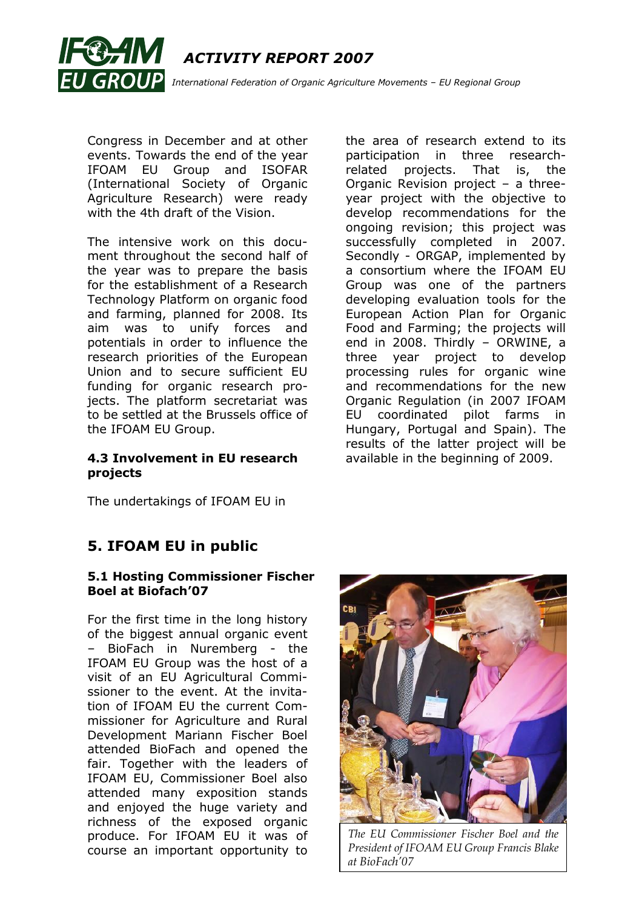Congress in December and at other events. Towards the end of the year IFOAM EU Group and ISOFAR (International Society of Organic Agriculture Research) were ready with the 4th draft of the Vision.

The intensive work on this document throughout the second half of the year was to prepare the basis for the establishment of a Research Technology Platform on organic food and farming, planned for 2008. Its aim was to unify forces and potentials in order to influence the research priorities of the European Union and to secure sufficient EU funding for organic research projects. The platform secretariat was to be settled at the Brussels office of the IFOAM EU Group.

### 4.3 Involvement in EU research projects

The undertakings of IFOAM EU in the area of research extend to its participation in three research-related projects. That is, the Organic Revision project – a three-year project with the objective to develop recommendations for the ongoing revision; this project was successfully completed in 2007. Secondly - ORGAP, implemented by a consortium where the IFOAM EU Group was one of the partners developing evaluation tools for the European Action Plan for Organic Food and Farming; the projects will end in 2008. Thirdly – ORWINE, a three year project to develop processing rules for organic wine and recommendations for the new Organic Regulation (in 2007 IFOAM EU coordinated pilot farms in Hungary, Portugal and Spain). The results of the latter project will be available in the beginning of 2009.

## 5. IFOAM EU in public

### 5.1 Hosting Commissioner Fischer Boel at Biofach'07

For the first time in the long history of the biggest annual organic event – BioFach in Nuremberg - the IFOAM EU Group was the host of a visit of an EU Agricultural Commissioner to the event. At the invitation of IFOAM EU the current Commissioner for Agriculture and Rural Development Mariann Fischer Boel attended BioFach and opened the fair. Together with the leaders of IFOAM EU, Commissioner Boel also attended many exposition stands and enjoyed the huge variety and richness of the exposed organic produce. For IFOAM EU it was of course an important opportunity to

*The EU Commissioner Fischer Boel and the President of IFOAM EU Group Francis Blake at BioFach'07*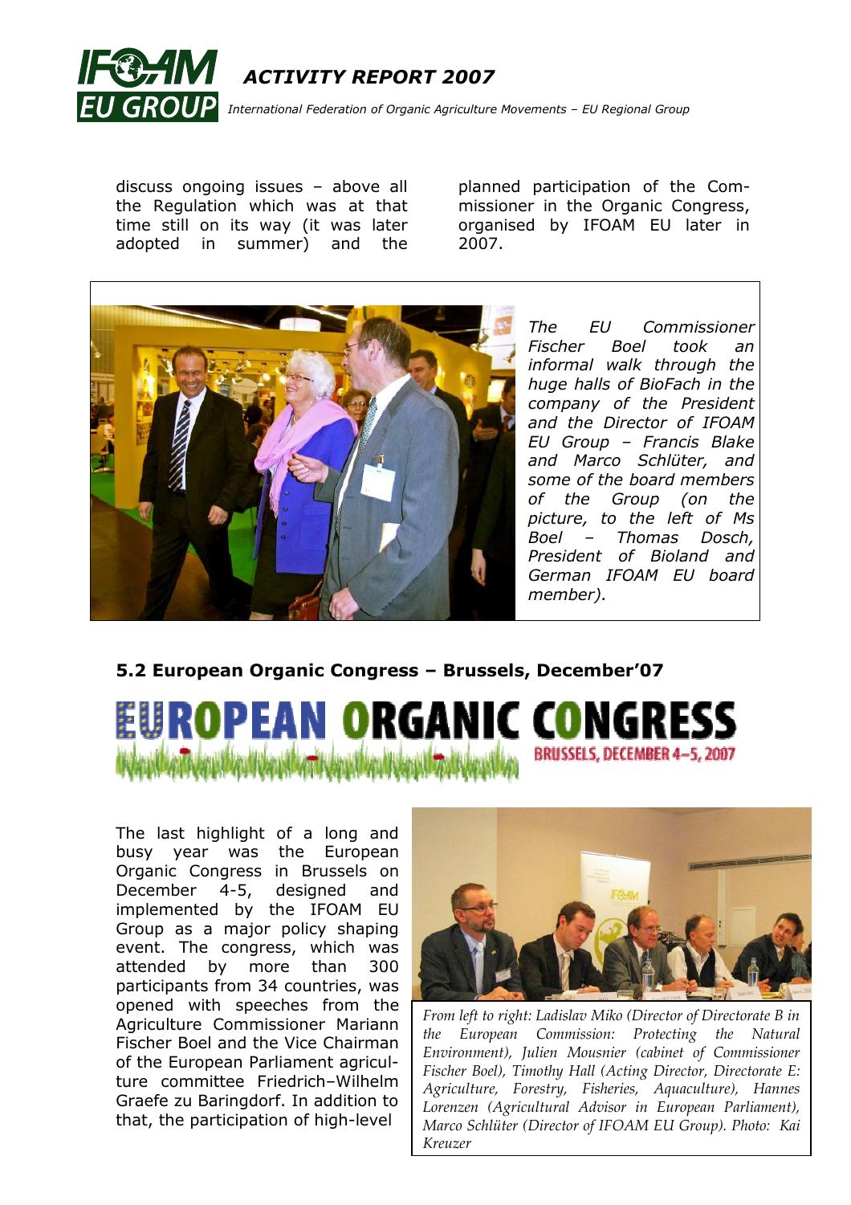discuss ongoing issues – above all the Regulation which was at that time still on its way (it was later adopted in summer) and the planned participation of the Commissioner in the Organic Congress, organised by IFOAM EU later in 2007.

*The EU Commissioner Fischer Boel took an informal walk through the huge halls of BioFach in the company of the President and the Director of IFOAM EU Group – Francis Blake and Marco Schlüter, and some of the board members of the Group (on the picture, to the left of Ms Boel – Thomas Dosch, President of Bioland and German IFOAM EU board member).*

## 5.2 European Organic Congress – Brussels, December'07

EUROPEAN ORGANIC CONGRESS BRUSSELS, DECEMBER 4–5, 2007

The last highlight of a long and busy year was the European Organic Congress in Brussels on December 4-5, designed and implemented by the IFOAM EU Group as a major policy shaping event. The congress, which was attended by more than 300 participants from 34 countries, was opened with speeches from the Agriculture Commissioner Mariann Fischer Boel and the Vice Chairman of the European Parliament agriculture committee Friedrich–Wilhelm Graefe zu Baringdorf. In addition to that, the participation of high-level

*From left to right: Ladislav Miko (Director of Directorate B in the European Commission: Protecting the Natural Environment), Julien Mousnier (cabinet of Commissioner Fischer Boel), Timothy Hall (Acting Director, Directorate E: Agriculture, Forestry, Fisheries, Aquaculture), Hannes Lorenzen (Agricultural Advisor in European Parliament), Marco Schlüter (Director of IFOAM EU Group). Photo: Kai Kreuzer*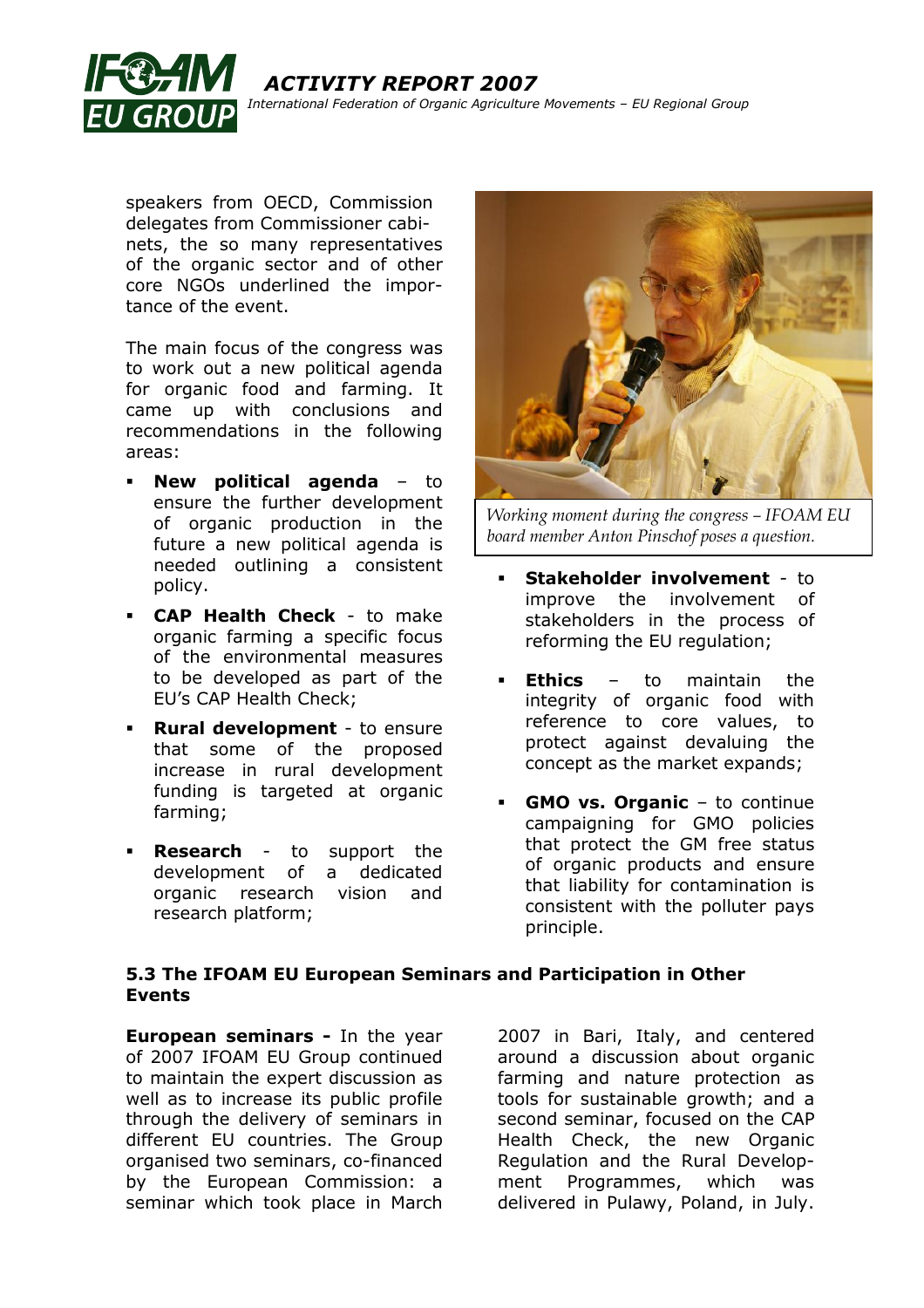speakers from OECD, Commission delegates from Commissioner cabinets, the so many representatives of the organic sector and of other core NGOs underlined the importance of the event.

The main focus of the congress was to work out a new political agenda for organic food and farming. It came up with conclusions and recommendations in the following areas:

- **New political agenda** – to ensure the further development of organic production in the future a new political agenda is needed outlining a consistent policy.
- **CAP Health Check** - to make organic farming a specific focus of the environmental measures to be developed as part of the EU's CAP Health Check;
- **Rural development** - to ensure that some of the proposed increase in rural development funding is targeted at organic farming;
- **Research** - to support the development of a dedicated organic research vision and research platform;

*Working moment during the congress – IFOAM EU board member Anton Pinschof poses a question.*

- **Stakeholder involvement** - to improve the involvement of stakeholders in the process of reforming the EU regulation;
- **Ethics** – to maintain the integrity of organic food with reference to core values, to protect against devaluing the concept as the market expands;
- **GMO vs. Organic** – to continue campaigning for GMO policies that protect the GM free status of organic products and ensure that liability for contamination is consistent with the polluter pays principle.

### 5.3 The IFOAM EU European Seminars and Participation in Other Events

**European seminars -** In the year of 2007 IFOAM EU Group continued to maintain the expert discussion as well as to increase its public profile through the delivery of seminars in different EU countries. The Group organised two seminars, co-financed by the European Commission: a seminar which took place in March 2007 in Bari, Italy, and centered around a discussion about organic farming and nature protection as tools for sustainable growth; and a second seminar, focused on the CAP Health Check, the new Organic Regulation and the Rural Development Programmes, which was delivered in Pulawy, Poland, in July.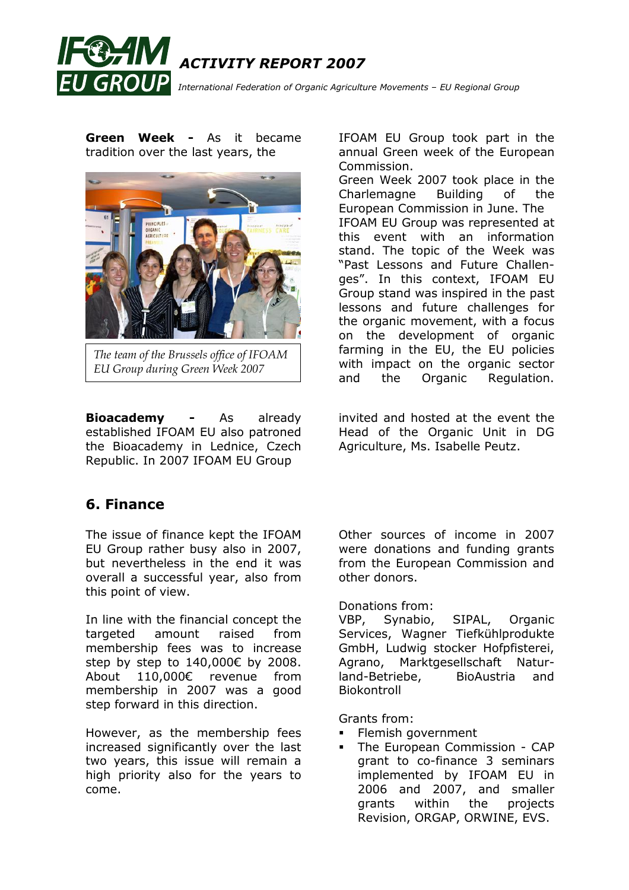**Green Week -** As it became tradition over the last years, the IFOAM EU Group took part in the annual Green week of the European Commission.

The team of the Brussels office of IFOAM EU Group during Green Week 2007

Green Week 2007 took place in the Charlemagne Building of the European Commission in June. The IFOAM EU Group was represented at this event with an information stand. The topic of the Week was "Past Lessons and Future Challenges". In this context, IFOAM EU Group stand was inspired in the past lessons and future challenges for the organic movement, with a focus on the development of organic farming in the EU, the EU policies with impact on the organic sector and the Organic Regulation.

**Bioacademy -** As already established IFOAM EU also patroned the Bioacademy in Lednice, Czech Republic. In 2007 IFOAM EU Group invited and hosted at the event the Head of the Organic Unit in DG Agriculture, Ms. Isabelle Peutz.

## 6. Finance

The issue of finance kept the IFOAM EU Group rather busy also in 2007, but nevertheless in the end it was overall a successful year, also from this point of view.

In line with the financial concept the targeted amount raised from membership fees was to increase step by step to 140,000€ by 2008. About 110,000€ revenue from membership in 2007 was a good step forward in this direction.

However, as the membership fees increased significantly over the last two years, this issue will remain a high priority also for the years to come.

Other sources of income in 2007 were donations and funding grants from the European Commission and other donors.

Donations from:
VBP, Synabio, SIPAL, Organic Services, Wagner Tiefkühlprodukte GmbH, Ludwig stocker Hofpfisterei, Agrano, Marktgesellschaft Naturland-Betriebe, BioAustria and Biokontroll

Grants from:

- Flemish government
- The European Commission - CAP grant to co-finance 3 seminars implemented by IFOAM EU in 2006 and 2007, and smaller grants within the projects Revision, ORGAP, ORWINE, EVS.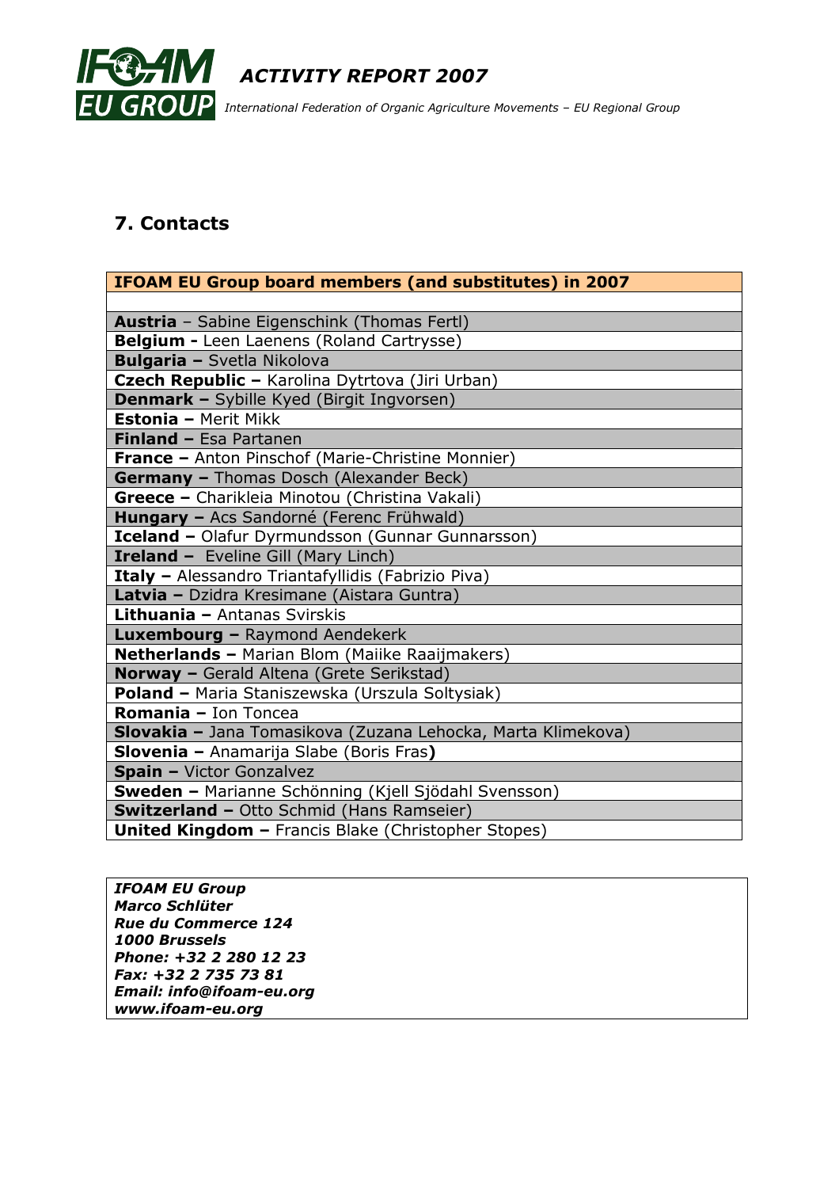## 7. Contacts

| IFOAM EU Group board members (and substitutes) in 2007 |
|---|
| |
| **Austria** – Sabine Eigenschink (Thomas Fertl) |
| **Belgium -** Leen Laenens (Roland Cartrysse) |
| **Bulgaria –** Svetla Nikolova |
| **Czech Republic –** Karolina Dytrtova (Jiri Urban) |
| **Denmark –** Sybille Kyed (Birgit Ingvorsen) |
| **Estonia –** Merit Mikk |
| **Finland –** Esa Partanen |
| **France –** Anton Pinschof (Marie-Christine Monnier) |
| **Germany –** Thomas Dosch (Alexander Beck) |
| **Greece –** Charikleia Minotou (Christina Vakali) |
| **Hungary –** Acs Sandorné (Ferenc Frühwald) |
| **Iceland –** Olafur Dyrmundsson (Gunnar Gunnarsson) |
| **Ireland –** Eveline Gill (Mary Linch) |
| **Italy –** Alessandro Triantafyllidis (Fabrizio Piva) |
| **Latvia –** Dzidra Kresimane (Aistara Guntra) |
| **Lithuania –** Antanas Svirskis |
| **Luxembourg –** Raymond Aendekerk |
| **Netherlands –** Marian Blom (Maiike Raaijmakers) |
| **Norway –** Gerald Altena (Grete Serikstad) |
| **Poland –** Maria Staniszewska (Urszula Soltysiak) |
| **Romania –** Ion Toncea |
| **Slovakia –** Jana Tomasikova (Zuzana Lehocka, Marta Klimekova) |
| **Slovenia –** Anamarija Slabe (Boris Fras**)** |
| **Spain –** Victor Gonzalvez |
| **Sweden –** Marianne Schönning (Kjell Sjödahl Svensson) |
| **Switzerland –** Otto Schmid (Hans Ramseier) |
| **United Kingdom –** Francis Blake (Christopher Stopes) |

***IFOAM EU Group***
***Marco Schlüter***
***Rue du Commerce 124***
***1000 Brussels***
***Phone: +32 2 280 12 23***
***Fax: +32 2 735 73 81***
***Email: info@ifoam-eu.org***
***www.ifoam-eu.org***